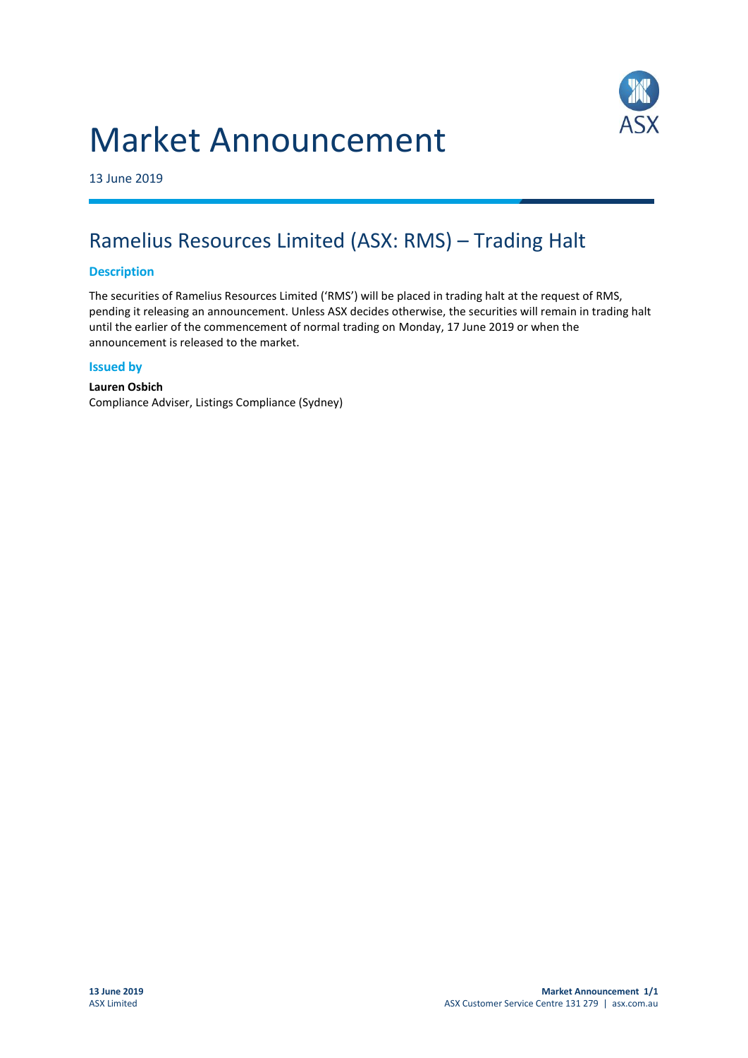# Market Announcement

13 June 2019

## Ramelius Resources Limited (ASX: RMS) – Trading Halt

### Description

The securities of Ramelius Resources Limited ('RMS') will be placed in trading halt at the request of RMS, pending it releasing an announcement. Unless ASX decides otherwise, the securities will remain in trading halt until the earlier of the commencement of normal trading on Monday, 17 June 2019 or when the announcement is released to the market.

### Issued by

**Lauren Osbich**
Compliance Adviser, Listings Compliance (Sydney)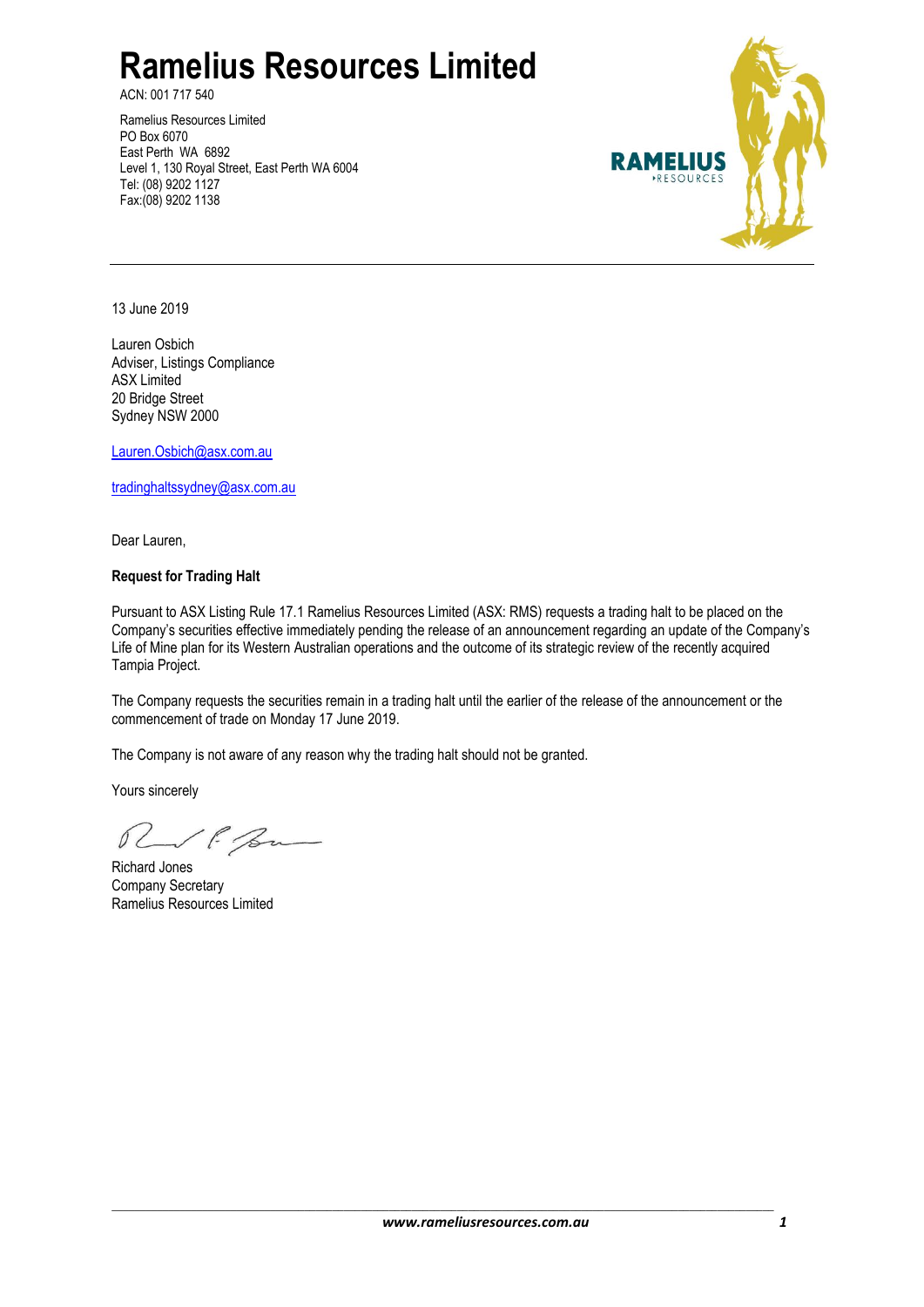# Ramelius Resources Limited

ACN: 001 717 540

Ramelius Resources Limited
PO Box 6070
East Perth WA 6892
Level 1, 130 Royal Street, East Perth WA 6004
Tel: (08) 9202 1127
Fax:(08) 9202 1138

13 June 2019

Lauren Osbich
Adviser, Listings Compliance
ASX Limited
20 Bridge Street
Sydney NSW 2000

Lauren.Osbich@asx.com.au

tradinghaltssydney@asx.com.au

Dear Lauren,

**Request for Trading Halt**

Pursuant to ASX Listing Rule 17.1 Ramelius Resources Limited (ASX: RMS) requests a trading halt to be placed on the Company's securities effective immediately pending the release of an announcement regarding an update of the Company's Life of Mine plan for its Western Australian operations and the outcome of its strategic review of the recently acquired Tampia Project.

The Company requests the securities remain in a trading halt until the earlier of the release of the announcement or the commencement of trade on Monday 17 June 2019.

The Company is not aware of any reason why the trading halt should not be granted.

Yours sincerely

Richard Jones
Company Secretary
Ramelius Resources Limited